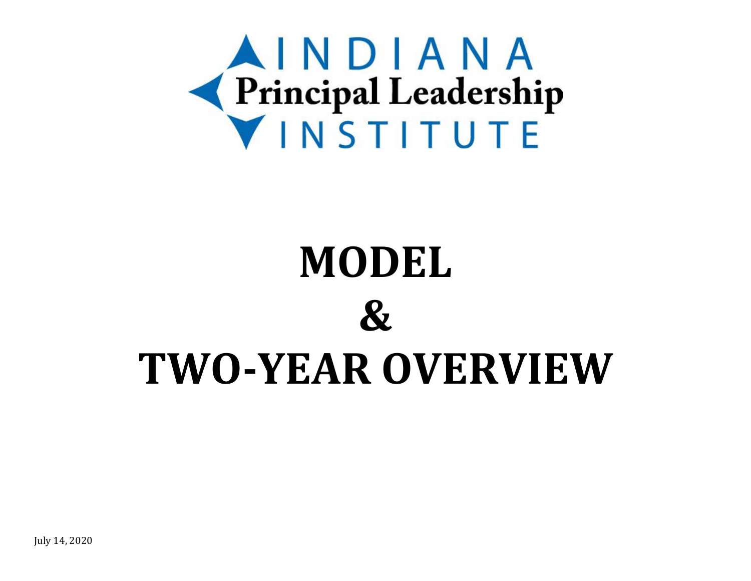INDIANA
Principal Leadership
INSTITUTE

# MODEL
# &
# TWO-YEAR OVERVIEW

July 14, 2020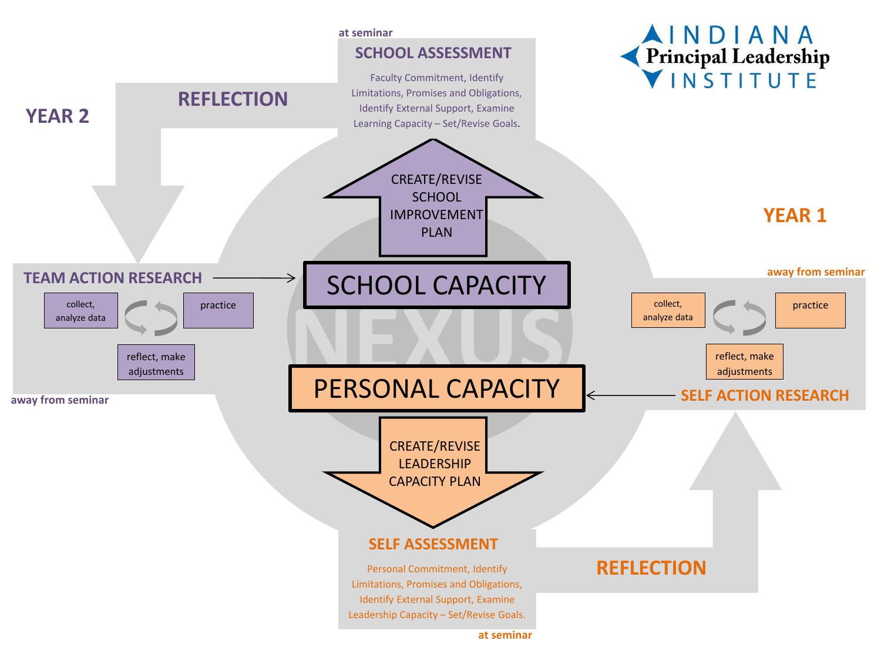# INDIANA Principal Leadership INSTITUTE

## YEAR 2

**REFLECTION**

at seminar

### SCHOOL ASSESSMENT

Faculty Commitment, Identify Limitations, Promises and Obligations, Identify External Support, Examine Learning Capacity – Set/Revise Goals.

**CREATE/REVISE SCHOOL IMPROVEMENT PLAN**

**SCHOOL CAPACITY**

NEXUS

**PERSONAL CAPACITY**

**CREATE/REVISE LEADERSHIP CAPACITY PLAN**

### TEAM ACTION RESEARCH

- collect, analyze data
- practice
- reflect, make adjustments

away from seminar

## YEAR 1

away from seminar

### SELF ACTION RESEARCH

- collect, analyze data
- practice
- reflect, make adjustments

### SELF ASSESSMENT

Personal Commitment, Identify Limitations, Promises and Obligations, Identify External Support, Examine Leadership Capacity – Set/Revise Goals.

at seminar

**REFLECTION**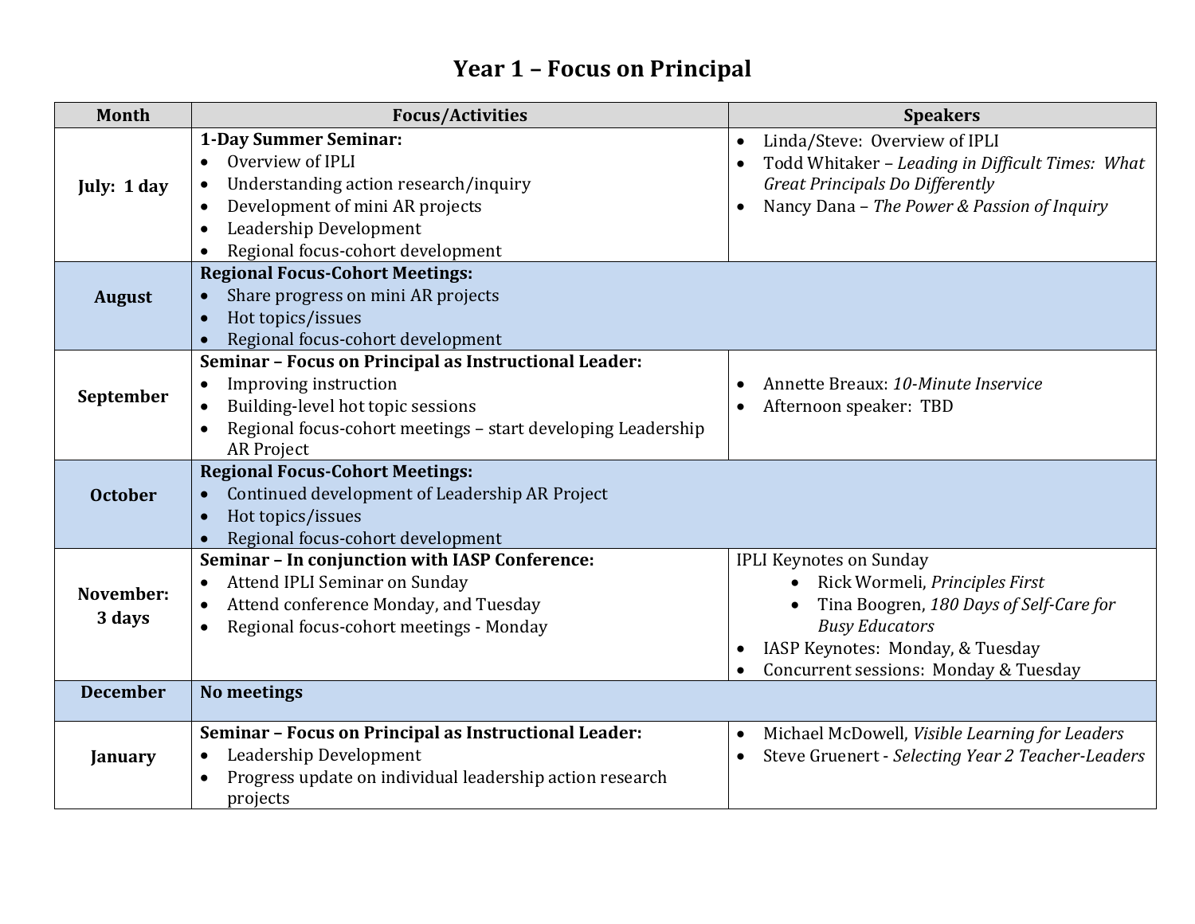# Year 1 – Focus on Principal

| Month | Focus/Activities | Speakers |
|---|---|---|
| **July: 1 day** | **1-Day Summer Seminar:**<br>• Overview of IPLI<br>• Understanding action research/inquiry<br>• Development of mini AR projects<br>• Leadership Development<br>• Regional focus-cohort development | • Linda/Steve: Overview of IPLI<br>• Todd Whitaker – *Leading in Difficult Times: What Great Principals Do Differently*<br>• Nancy Dana – *The Power & Passion of Inquiry* |
| **August** | **Regional Focus-Cohort Meetings:**<br>• Share progress on mini AR projects<br>• Hot topics/issues<br>• Regional focus-cohort development | |
| **September** | **Seminar – Focus on Principal as Instructional Leader:**<br>• Improving instruction<br>• Building-level hot topic sessions<br>• Regional focus-cohort meetings – start developing Leadership AR Project | • Annette Breaux: *10-Minute Inservice*<br>• Afternoon speaker: TBD |
| **October** | **Regional Focus-Cohort Meetings:**<br>• Continued development of Leadership AR Project<br>• Hot topics/issues<br>• Regional focus-cohort development | |
| **November: 3 days** | **Seminar – In conjunction with IASP Conference:**<br>• Attend IPLI Seminar on Sunday<br>• Attend conference Monday, and Tuesday<br>• Regional focus-cohort meetings - Monday | IPLI Keynotes on Sunday<br>• Rick Wormeli, *Principles First*<br>• Tina Boogren, *180 Days of Self-Care for Busy Educators*<br>• IASP Keynotes: Monday, & Tuesday<br>• Concurrent sessions: Monday & Tuesday |
| **December** | **No meetings** | |
| **January** | **Seminar – Focus on Principal as Instructional Leader:**<br>• Leadership Development<br>• Progress update on individual leadership action research projects | • Michael McDowell, *Visible Learning for Leaders*<br>• Steve Gruenert - *Selecting Year 2 Teacher-Leaders* |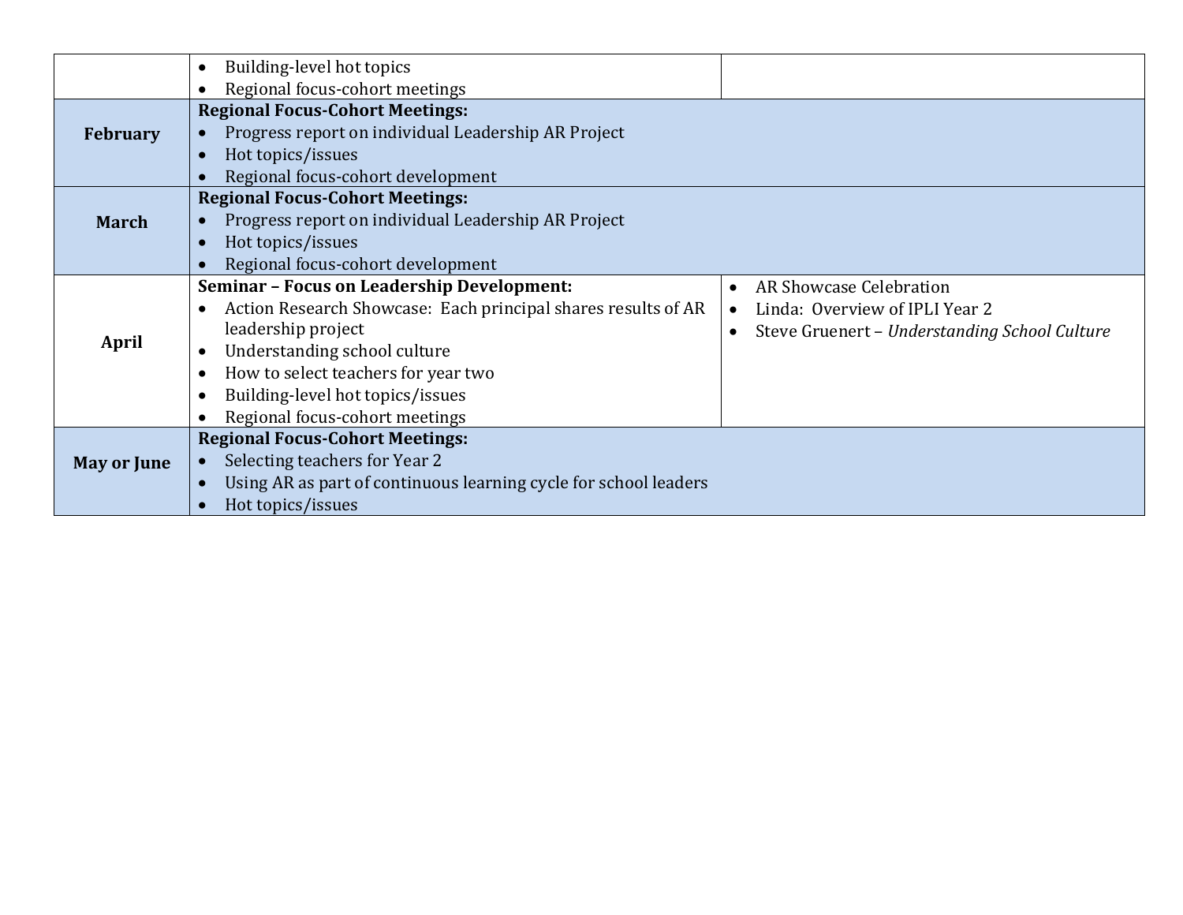| | | |
|---|---|---|
| | • Building-level hot topics<br>• Regional focus-cohort meetings | |
| **February** | **Regional Focus-Cohort Meetings:**<br>• Progress report on individual Leadership AR Project<br>• Hot topics/issues<br>• Regional focus-cohort development | |
| **March** | **Regional Focus-Cohort Meetings:**<br>• Progress report on individual Leadership AR Project<br>• Hot topics/issues<br>• Regional focus-cohort development | |
| **April** | **Seminar – Focus on Leadership Development:**<br>• Action Research Showcase: Each principal shares results of AR leadership project<br>• Understanding school culture<br>• How to select teachers for year two<br>• Building-level hot topics/issues<br>• Regional focus-cohort meetings | • AR Showcase Celebration<br>• Linda: Overview of IPLI Year 2<br>• Steve Gruenert – *Understanding School Culture* |
| **May or June** | **Regional Focus-Cohort Meetings:**<br>• Selecting teachers for Year 2<br>• Using AR as part of continuous learning cycle for school leaders<br>• Hot topics/issues | |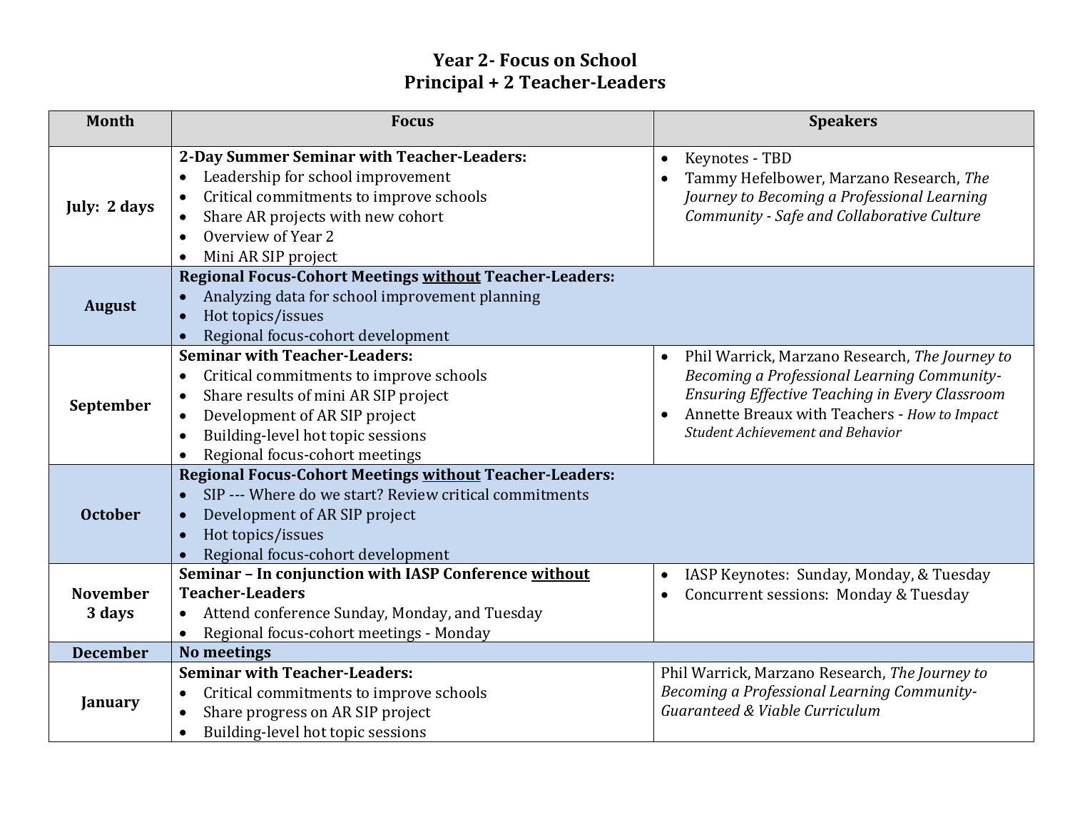# Year 2- Focus on School
## Principal + 2 Teacher-Leaders

| Month | Focus | Speakers |
|---|---|---|
| **July: 2 days** | **2-Day Summer Seminar with Teacher-Leaders:**<br>• Leadership for school improvement<br>• Critical commitments to improve schools<br>• Share AR projects with new cohort<br>• Overview of Year 2<br>• Mini AR SIP project | • Keynotes - TBD<br>• Tammy Hefelbower, Marzano Research, *The Journey to Becoming a Professional Learning Community - Safe and Collaborative Culture* |
| **August** | **Regional Focus-Cohort Meetings <u>without</u> Teacher-Leaders:**<br>• Analyzing data for school improvement planning<br>• Hot topics/issues<br>• Regional focus-cohort development | |
| **September** | **Seminar with Teacher-Leaders:**<br>• Critical commitments to improve schools<br>• Share results of mini AR SIP project<br>• Development of AR SIP project<br>• Building-level hot topic sessions<br>• Regional focus-cohort meetings | • Phil Warrick, Marzano Research, *The Journey to Becoming a Professional Learning Community- Ensuring Effective Teaching in Every Classroom*<br>• Annette Breaux with Teachers - *How to Impact Student Achievement and Behavior* |
| **October** | **Regional Focus-Cohort Meetings <u>without</u> Teacher-Leaders:**<br>• SIP --- Where do we start? Review critical commitments<br>• Development of AR SIP project<br>• Hot topics/issues<br>• Regional focus-cohort development | |
| **November 3 days** | **Seminar – In conjunction with IASP Conference <u>without</u> Teacher-Leaders**<br>• Attend conference Sunday, Monday, and Tuesday<br>• Regional focus-cohort meetings - Monday | • IASP Keynotes: Sunday, Monday, & Tuesday<br>• Concurrent sessions: Monday & Tuesday |
| **December** | **No meetings** | |
| **January** | **Seminar with Teacher-Leaders:**<br>• Critical commitments to improve schools<br>• Share progress on AR SIP project<br>• Building-level hot topic sessions | Phil Warrick, Marzano Research, *The Journey to Becoming a Professional Learning Community- Guaranteed & Viable Curriculum* |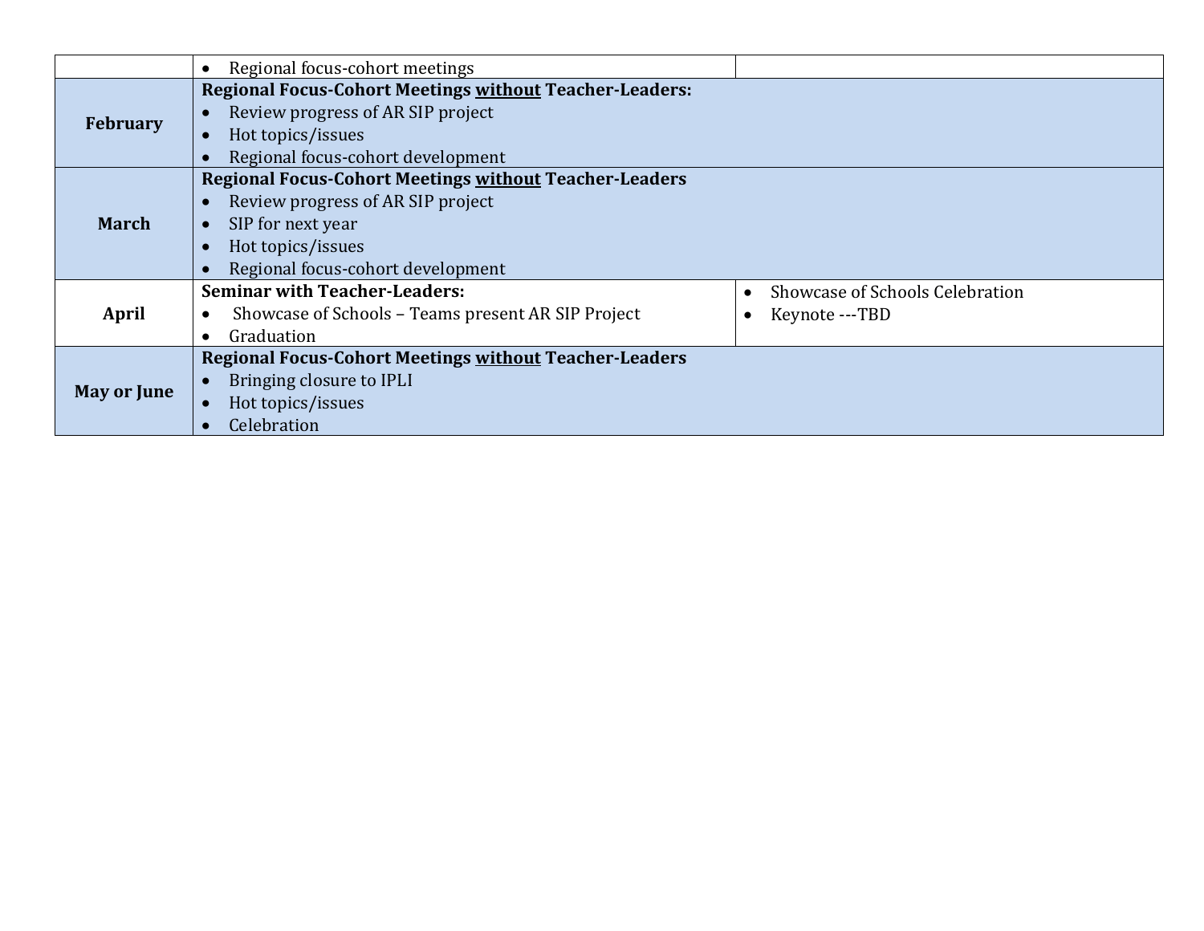| | | |
|---|---|---|
| | • Regional focus-cohort meetings | |
| **February** | **Regional Focus-Cohort Meetings <u>without</u> Teacher-Leaders:**<br>• Review progress of AR SIP project<br>• Hot topics/issues<br>• Regional focus-cohort development | |
| **March** | **Regional Focus-Cohort Meetings <u>without</u> Teacher-Leaders**<br>• Review progress of AR SIP project<br>• SIP for next year<br>• Hot topics/issues<br>• Regional focus-cohort development | |
| **April** | **Seminar with Teacher-Leaders:**<br>• Showcase of Schools – Teams present AR SIP Project<br>• Graduation | • Showcase of Schools Celebration<br>• Keynote ---TBD |
| **May or June** | **Regional Focus-Cohort Meetings <u>without</u> Teacher-Leaders**<br>• Bringing closure to IPLI<br>• Hot topics/issues<br>• Celebration | |